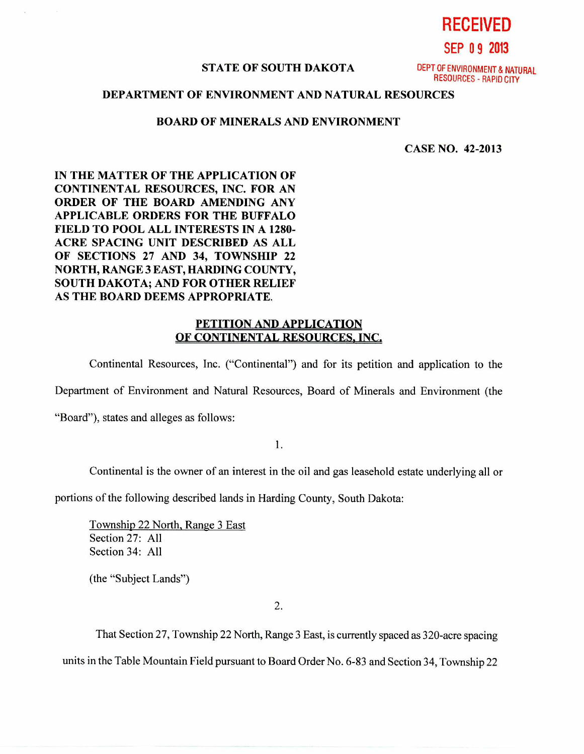RECEIVED

SEP 09 2013

DEPT OF ENVIRONMENT & NATURAL RESOURCES - RAPID CITY

**STATE OF SOUTH DAKOTA**

**DEPARTMENT OF ENVIRONMENT AND NATURAL RESOURCES**

**BOARD OF MINERALS AND ENVIRONMENT**

**CASE NO. 42-2013**

**IN THE MATTER OF THE APPLICATION OF CONTINENTAL RESOURCES, INC. FOR AN ORDER OF THE BOARD AMENDING ANY APPLICABLE ORDERS FOR THE BUFFALO FIELD TO POOL ALL INTERESTS IN A 1280-ACRE SPACING UNIT DESCRIBED AS ALL OF SECTIONS 27 AND 34, TOWNSHIP 22 NORTH, RANGE 3 EAST, HARDING COUNTY, SOUTH DAKOTA; AND FOR OTHER RELIEF AS THE BOARD DEEMS APPROPRIATE.**

**PETITION AND APPLICATION OF CONTINENTAL RESOURCES, INC.**

Continental Resources, Inc. ("Continental") and for its petition and application to the Department of Environment and Natural Resources, Board of Minerals and Environment (the "Board"), states and alleges as follows:

1.

Continental is the owner of an interest in the oil and gas leasehold estate underlying all or portions of the following described lands in Harding County, South Dakota:

Township 22 North, Range 3 East
Section 27: All
Section 34: All

(the "Subject Lands")

2.

That Section 27, Township 22 North, Range 3 East, is currently spaced as 320-acre spacing units in the Table Mountain Field pursuant to Board Order No. 6-83 and Section 34, Township 22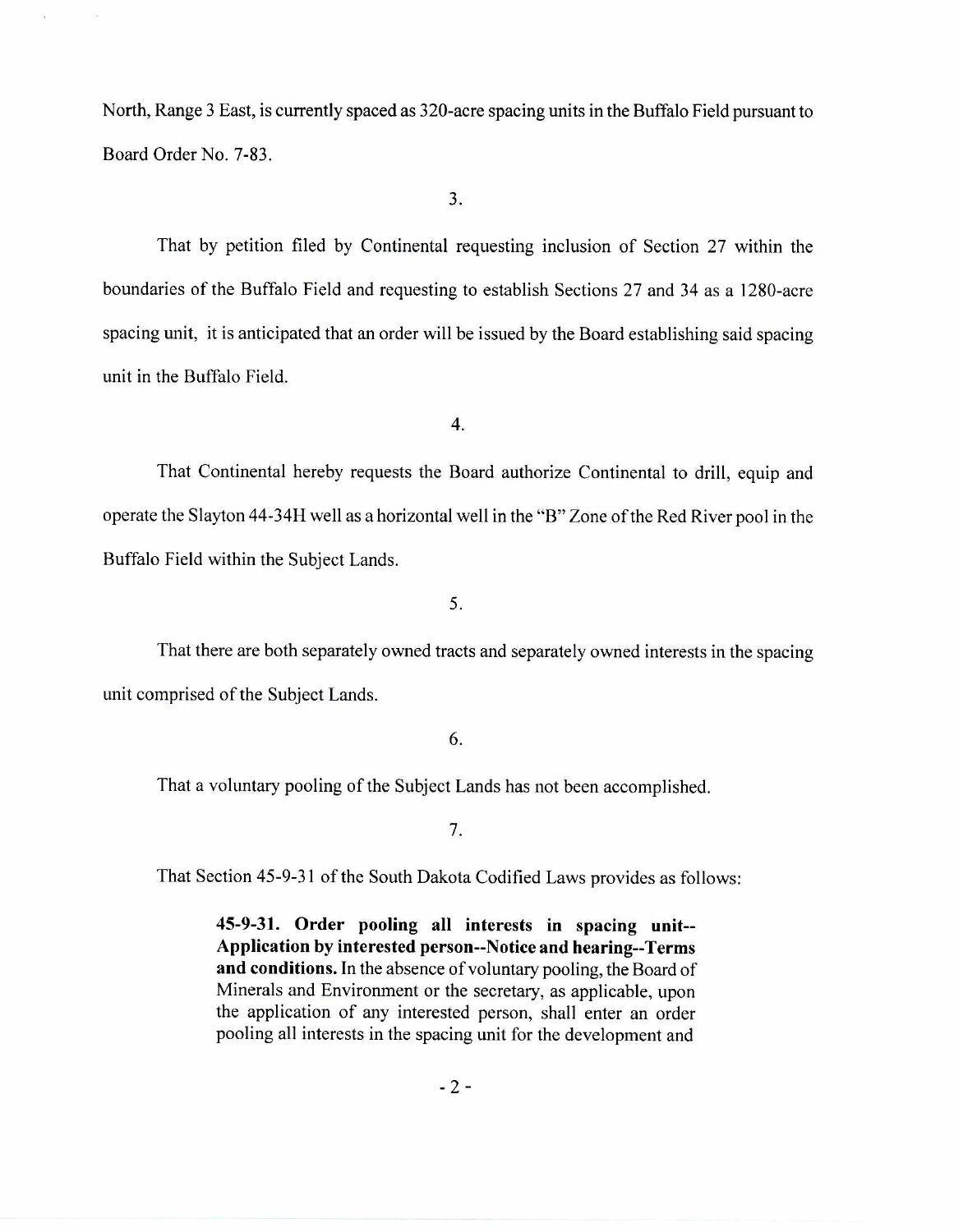North, Range 3 East, is currently spaced as 320-acre spacing units in the Buffalo Field pursuant to Board Order No. 7-83.

3.

That by petition filed by Continental requesting inclusion of Section 27 within the boundaries of the Buffalo Field and requesting to establish Sections 27 and 34 as a 1280-acre spacing unit, it is anticipated that an order will be issued by the Board establishing said spacing unit in the Buffalo Field.

4.

That Continental hereby requests the Board authorize Continental to drill, equip and operate the Slayton 44-34H well as a horizontal well in the "B" Zone of the Red River pool in the Buffalo Field within the Subject Lands.

5.

That there are both separately owned tracts and separately owned interests in the spacing unit comprised of the Subject Lands.

6.

That a voluntary pooling of the Subject Lands has not been accomplished.

7.

That Section 45-9-31 of the South Dakota Codified Laws provides as follows:

> **45-9-31. Order pooling all interests in spacing unit--Application by interested person--Notice and hearing--Terms and conditions.** In the absence of voluntary pooling, the Board of Minerals and Environment or the secretary, as applicable, upon the application of any interested person, shall enter an order pooling all interests in the spacing unit for the development and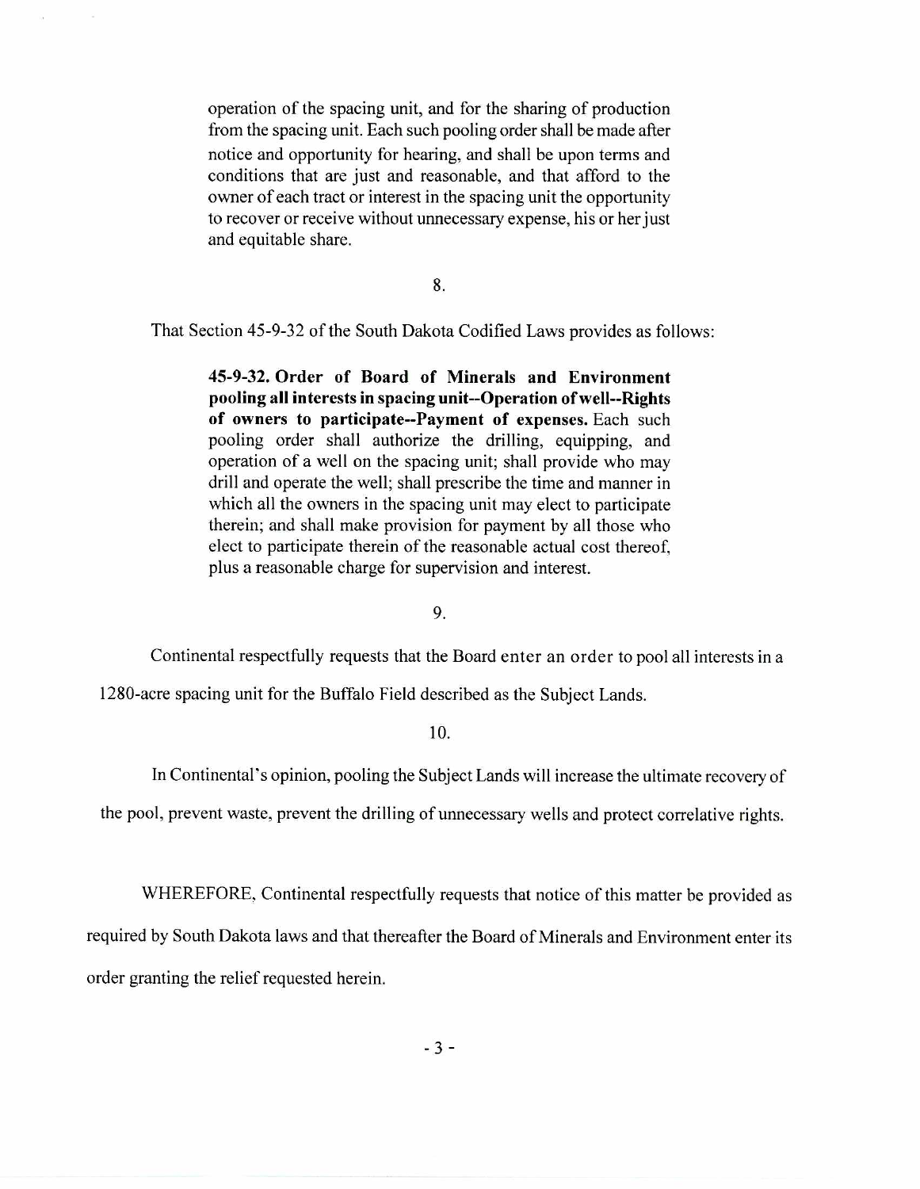> operation of the spacing unit, and for the sharing of production from the spacing unit. Each such pooling order shall be made after notice and opportunity for hearing, and shall be upon terms and conditions that are just and reasonable, and that afford to the owner of each tract or interest in the spacing unit the opportunity to recover or receive without unnecessary expense, his or her just and equitable share.

8.

That Section 45-9-32 of the South Dakota Codified Laws provides as follows:

> **45-9-32. Order of Board of Minerals and Environment pooling all interests in spacing unit--Operation of well--Rights of owners to participate--Payment of expenses.** Each such pooling order shall authorize the drilling, equipping, and operation of a well on the spacing unit; shall provide who may drill and operate the well; shall prescribe the time and manner in which all the owners in the spacing unit may elect to participate therein; and shall make provision for payment by all those who elect to participate therein of the reasonable actual cost thereof, plus a reasonable charge for supervision and interest.

9.

Continental respectfully requests that the Board enter an order to pool all interests in a 1280-acre spacing unit for the Buffalo Field described as the Subject Lands.

10.

In Continental's opinion, pooling the Subject Lands will increase the ultimate recovery of the pool, prevent waste, prevent the drilling of unnecessary wells and protect correlative rights.

WHEREFORE, Continental respectfully requests that notice of this matter be provided as required by South Dakota laws and that thereafter the Board of Minerals and Environment enter its order granting the relief requested herein.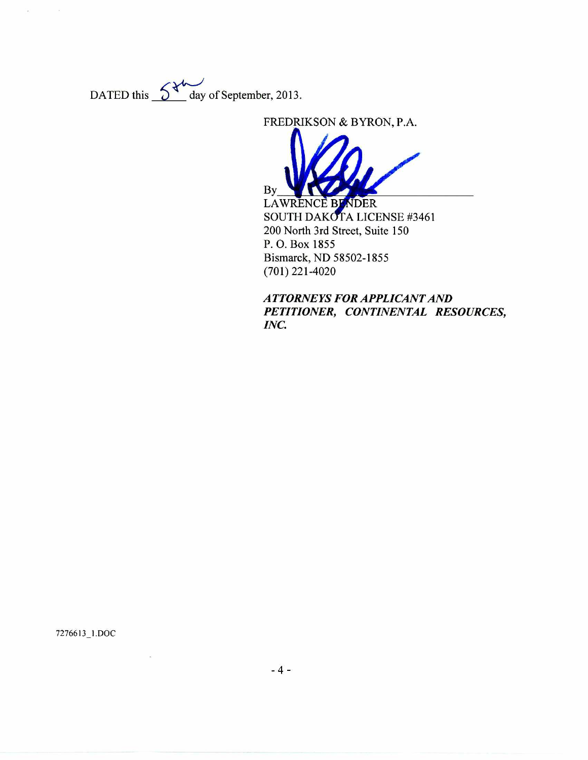DATED this 5th day of September, 2013.

FREDRIKSON & BYRON, P.A.

By______________________________
LAWRENCE BENDER
SOUTH DAKOTA LICENSE #3461
200 North 3rd Street, Suite 150
P. O. Box 1855
Bismarck, ND 58502-1855
(701) 221-4020

***ATTORNEYS FOR APPLICANT AND PETITIONER, CONTINENTAL RESOURCES, INC.***

7276613_1.DOC